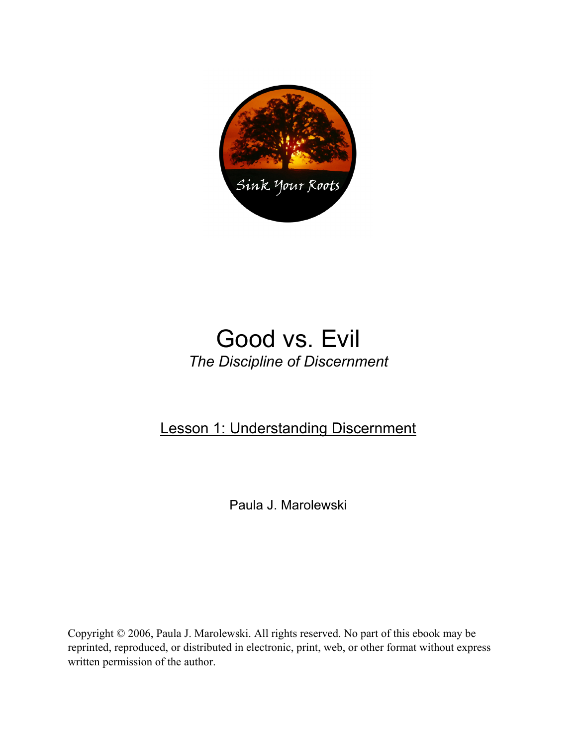Sink Your Roots

# Good vs. Evil

*The Discipline of Discernment*

## Lesson 1: Understanding Discernment

Paula J. Marolewski

Copyright © 2006, Paula J. Marolewski. All rights reserved. No part of this ebook may be reprinted, reproduced, or distributed in electronic, print, web, or other format without express written permission of the author.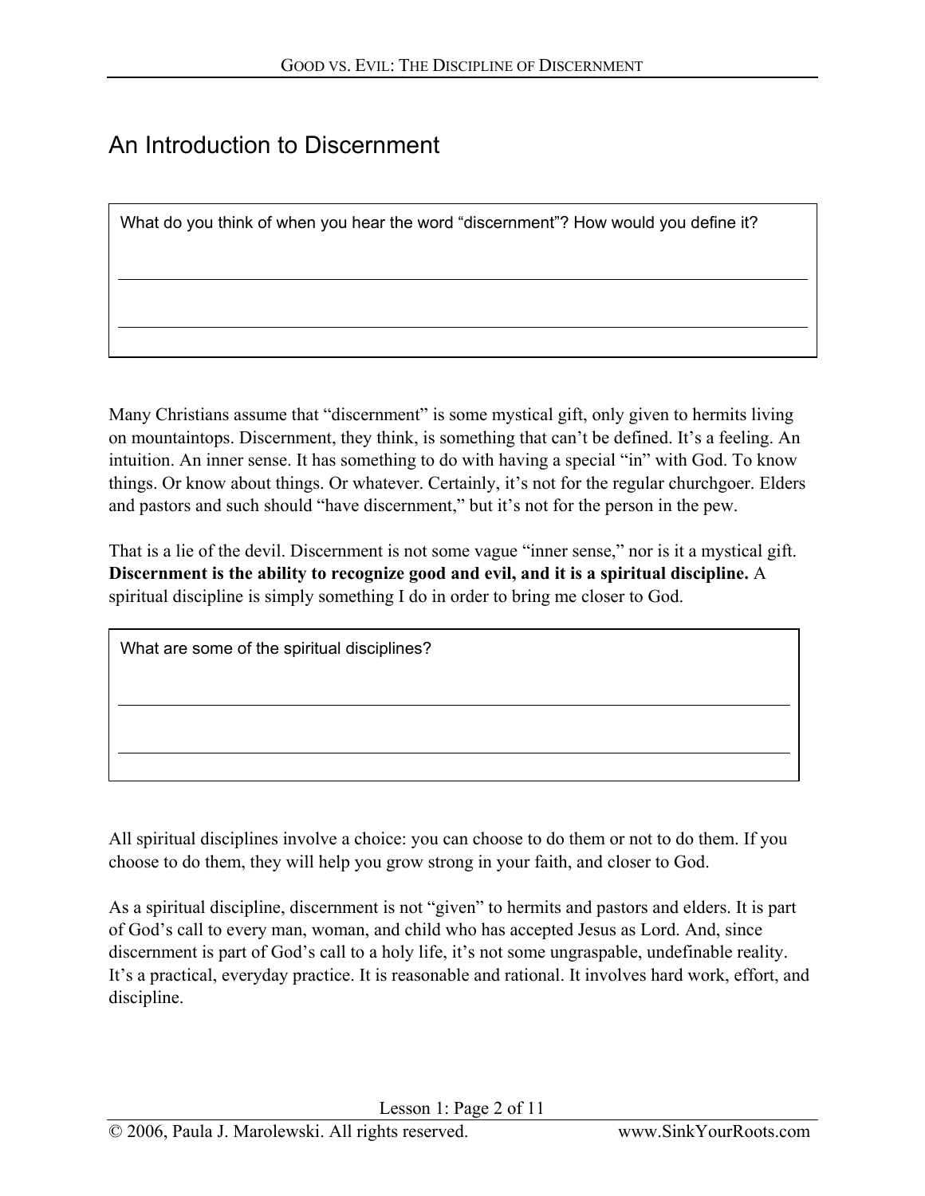# An Introduction to Discernment

> What do you think of when you hear the word "discernment"? How would you define it?
>
> ______________________________________________________________________
>
> ______________________________________________________________________

Many Christians assume that "discernment" is some mystical gift, only given to hermits living on mountaintops. Discernment, they think, is something that can't be defined. It's a feeling. An intuition. An inner sense. It has something to do with having a special "in" with God. To know things. Or know about things. Or whatever. Certainly, it's not for the regular churchgoer. Elders and pastors and such should "have discernment," but it's not for the person in the pew.

That is a lie of the devil. Discernment is not some vague "inner sense," nor is it a mystical gift. **Discernment is the ability to recognize good and evil, and it is a spiritual discipline.** A spiritual discipline is simply something I do in order to bring me closer to God.

> What are some of the spiritual disciplines?
>
> ______________________________________________________________________
>
> ______________________________________________________________________

All spiritual disciplines involve a choice: you can choose to do them or not to do them. If you choose to do them, they will help you grow strong in your faith, and closer to God.

As a spiritual discipline, discernment is not "given" to hermits and pastors and elders. It is part of God's call to every man, woman, and child who has accepted Jesus as Lord. And, since discernment is part of God's call to a holy life, it's not some ungraspable, undefinable reality. It's a practical, everyday practice. It is reasonable and rational. It involves hard work, effort, and discipline.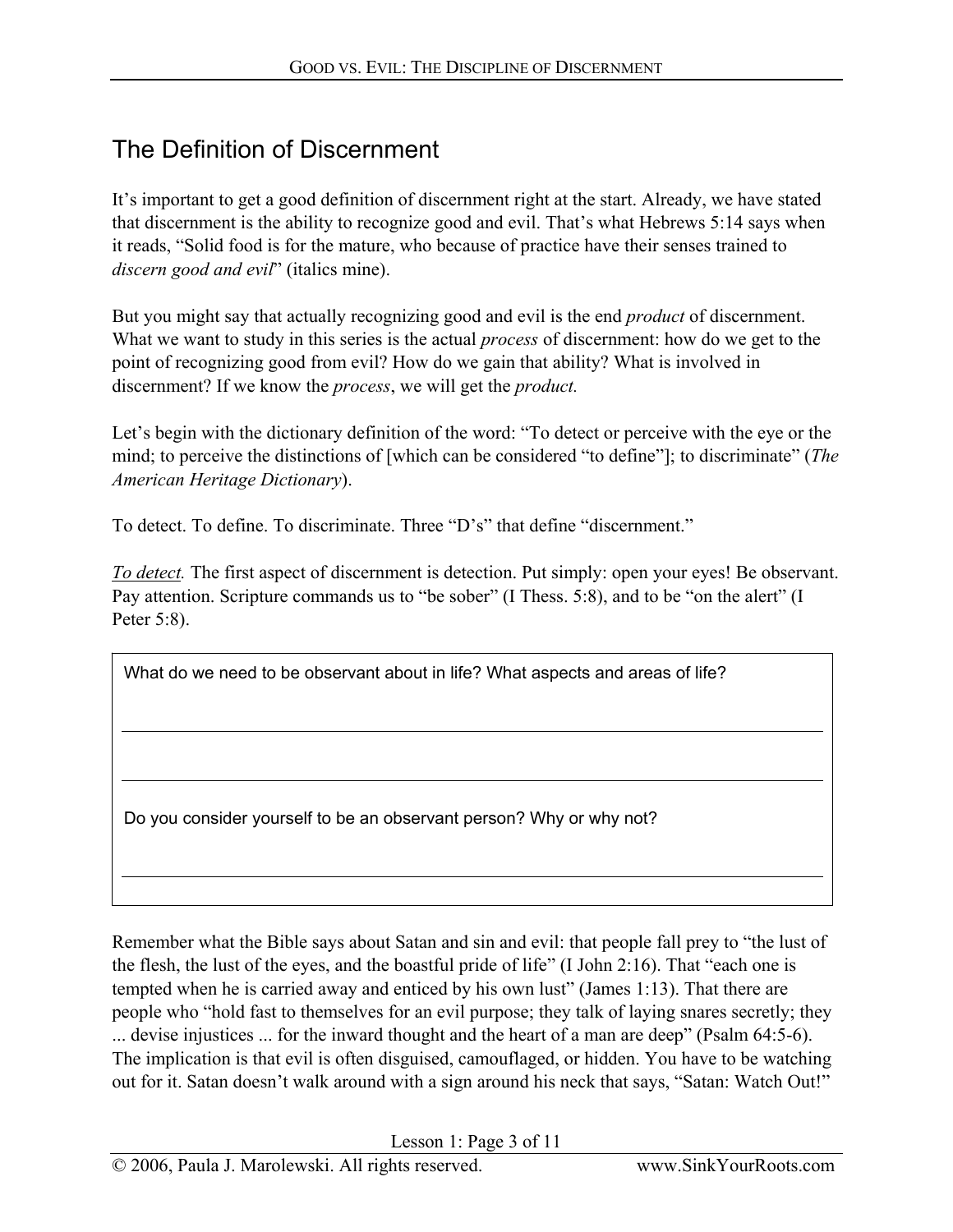## The Definition of Discernment

It's important to get a good definition of discernment right at the start. Already, we have stated that discernment is the ability to recognize good and evil. That's what Hebrews 5:14 says when it reads, "Solid food is for the mature, who because of practice have their senses trained to *discern good and evil*" (italics mine).

But you might say that actually recognizing good and evil is the end *product* of discernment. What we want to study in this series is the actual *process* of discernment: how do we get to the point of recognizing good from evil? How do we gain that ability? What is involved in discernment? If we know the *process*, we will get the *product.*

Let's begin with the dictionary definition of the word: "To detect or perceive with the eye or the mind; to perceive the distinctions of [which can be considered "to define"]; to discriminate" (*The American Heritage Dictionary*).

To detect. To define. To discriminate. Three "D's" that define "discernment."

*To detect.* The first aspect of discernment is detection. Put simply: open your eyes! Be observant. Pay attention. Scripture commands us to "be sober" (I Thess. 5:8), and to be "on the alert" (I Peter 5:8).

> What do we need to be observant about in life? What aspects and areas of life?
>
> ______________________________________________________________
>
> ______________________________________________________________
>
> Do you consider yourself to be an observant person? Why or why not?
>
> ______________________________________________________________

Remember what the Bible says about Satan and sin and evil: that people fall prey to "the lust of the flesh, the lust of the eyes, and the boastful pride of life" (I John 2:16). That "each one is tempted when he is carried away and enticed by his own lust" (James 1:13). That there are people who "hold fast to themselves for an evil purpose; they talk of laying snares secretly; they ... devise injustices ... for the inward thought and the heart of a man are deep" (Psalm 64:5-6). The implication is that evil is often disguised, camouflaged, or hidden. You have to be watching out for it. Satan doesn't walk around with a sign around his neck that says, "Satan: Watch Out!"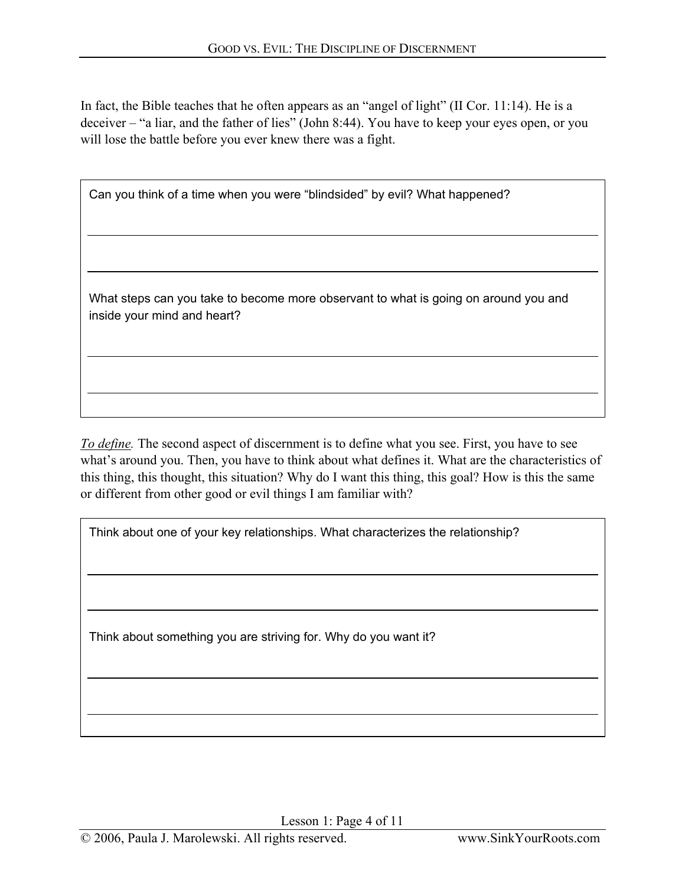In fact, the Bible teaches that he often appears as an "angel of light" (II Cor. 11:14). He is a deceiver – "a liar, and the father of lies" (John 8:44). You have to keep your eyes open, or you will lose the battle before you ever knew there was a fight.

> Can you think of a time when you were "blindsided" by evil? What happened?
>
> ___
>
> ___
>
> What steps can you take to become more observant to what is going on around you and inside your mind and heart?
>
> ___
>
> ___

*<u>To define</u>.* The second aspect of discernment is to define what you see. First, you have to see what's around you. Then, you have to think about what defines it. What are the characteristics of this thing, this thought, this situation? Why do I want this thing, this goal? How is this the same or different from other good or evil things I am familiar with?

> Think about one of your key relationships. What characterizes the relationship?
>
> ___
>
> ___
>
> Think about something you are striving for. Why do you want it?
>
> ___
>
> ___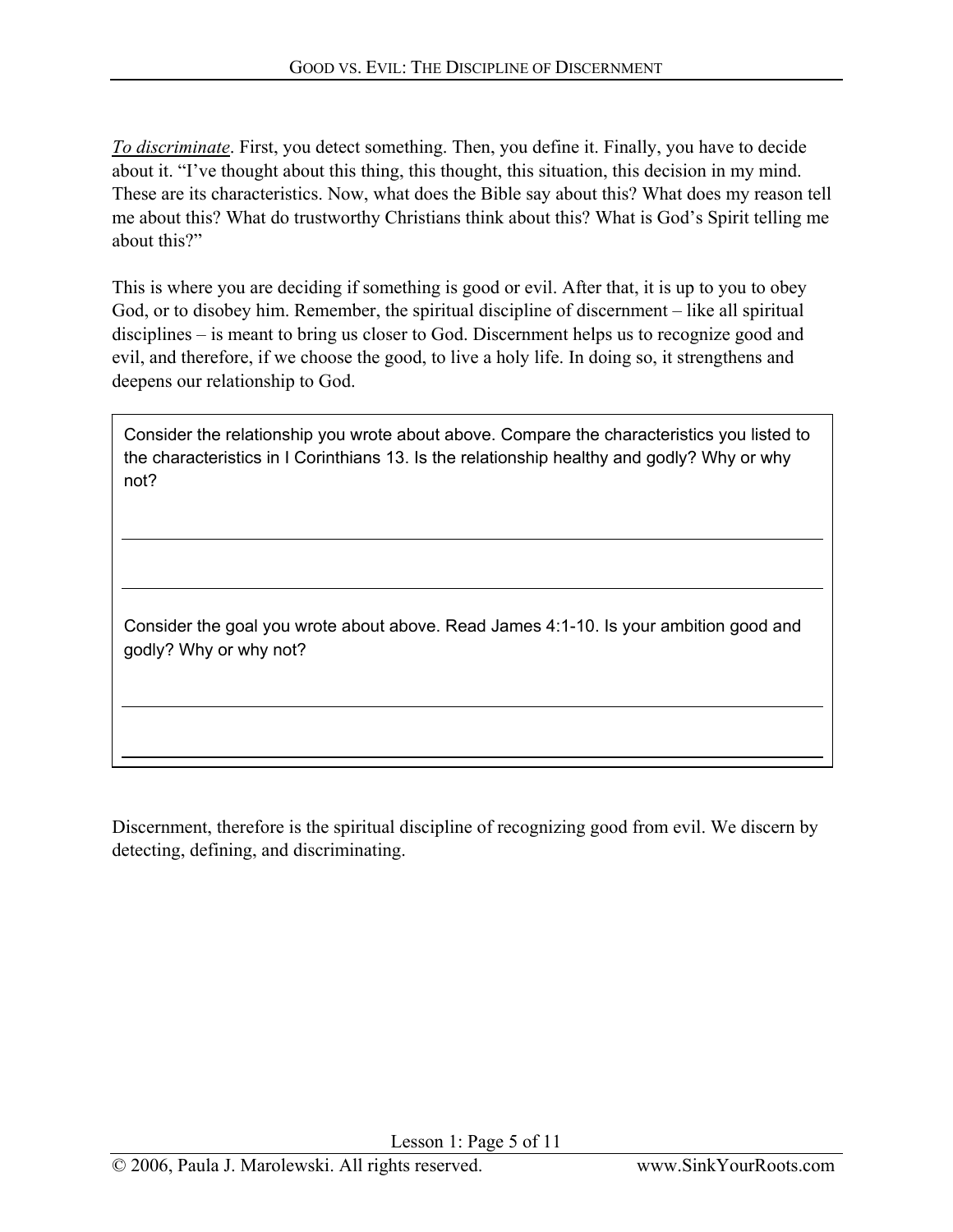***To discriminate***. First, you detect something. Then, you define it. Finally, you have to decide about it. "I've thought about this thing, this thought, this situation, this decision in my mind. These are its characteristics. Now, what does the Bible say about this? What does my reason tell me about this? What do trustworthy Christians think about this? What is God's Spirit telling me about this?"

This is where you are deciding if something is good or evil. After that, it is up to you to obey God, or to disobey him. Remember, the spiritual discipline of discernment – like all spiritual disciplines – is meant to bring us closer to God. Discernment helps us to recognize good and evil, and therefore, if we choose the good, to live a holy life. In doing so, it strengthens and deepens our relationship to God.

Consider the relationship you wrote about above. Compare the characteristics you listed to the characteristics in I Corinthians 13. Is the relationship healthy and godly? Why or why not?

______________________________________________________________________

______________________________________________________________________

Consider the goal you wrote about above. Read James 4:1-10. Is your ambition good and godly? Why or why not?

______________________________________________________________________

______________________________________________________________________

Discernment, therefore is the spiritual discipline of recognizing good from evil. We discern by detecting, defining, and discriminating.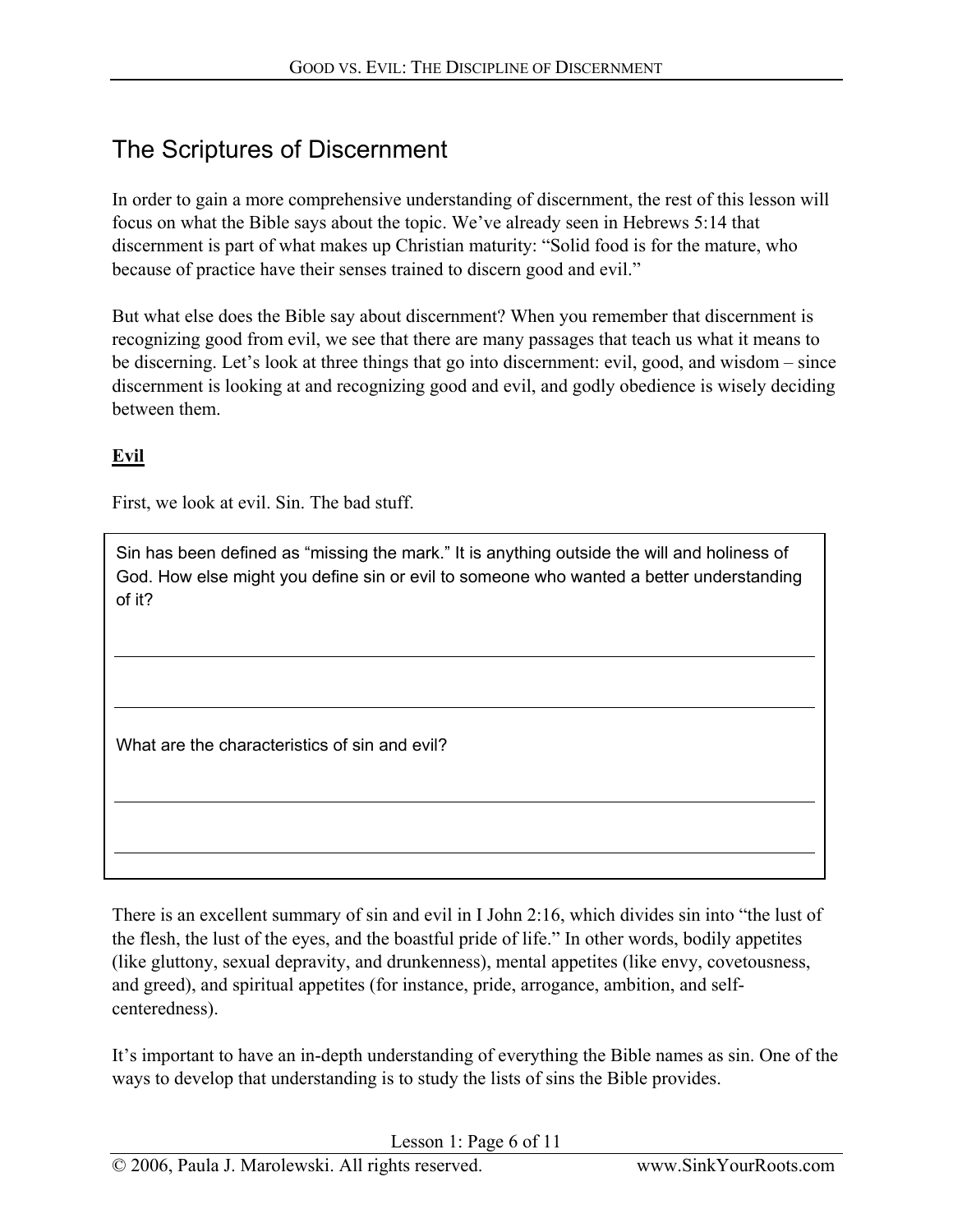## The Scriptures of Discernment

In order to gain a more comprehensive understanding of discernment, the rest of this lesson will focus on what the Bible says about the topic. We've already seen in Hebrews 5:14 that discernment is part of what makes up Christian maturity: "Solid food is for the mature, who because of practice have their senses trained to discern good and evil."

But what else does the Bible say about discernment? When you remember that discernment is recognizing good from evil, we see that there are many passages that teach us what it means to be discerning. Let's look at three things that go into discernment: evil, good, and wisdom – since discernment is looking at and recognizing good and evil, and godly obedience is wisely deciding between them.

### <u>Evil</u>

First, we look at evil. Sin. The bad stuff.

> Sin has been defined as "missing the mark." It is anything outside the will and holiness of God. How else might you define sin or evil to someone who wanted a better understanding of it?
>
> ___________________________________________________________________________
>
> ___________________________________________________________________________
>
> What are the characteristics of sin and evil?
>
> ___________________________________________________________________________
>
> ___________________________________________________________________________

There is an excellent summary of sin and evil in I John 2:16, which divides sin into "the lust of the flesh, the lust of the eyes, and the boastful pride of life." In other words, bodily appetites (like gluttony, sexual depravity, and drunkenness), mental appetites (like envy, covetousness, and greed), and spiritual appetites (for instance, pride, arrogance, ambition, and self-centeredness).

It's important to have an in-depth understanding of everything the Bible names as sin. One of the ways to develop that understanding is to study the lists of sins the Bible provides.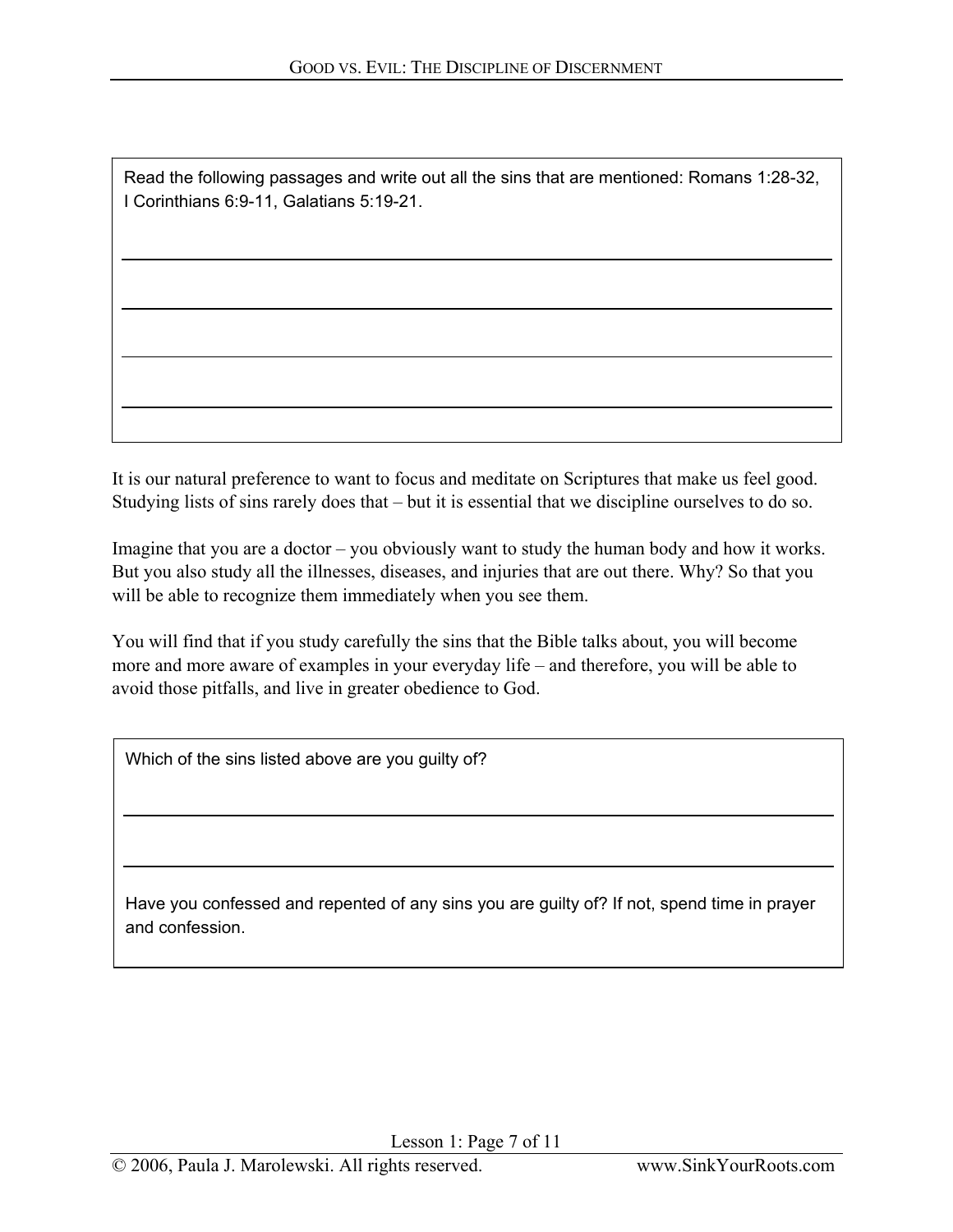Read the following passages and write out all the sins that are mentioned: Romans 1:28-32, I Corinthians 6:9-11, Galatians 5:19-21.

---

---

---

---

It is our natural preference to want to focus and meditate on Scriptures that make us feel good. Studying lists of sins rarely does that – but it is essential that we discipline ourselves to do so.

Imagine that you are a doctor – you obviously want to study the human body and how it works. But you also study all the illnesses, diseases, and injuries that are out there. Why? So that you will be able to recognize them immediately when you see them.

You will find that if you study carefully the sins that the Bible talks about, you will become more and more aware of examples in your everyday life – and therefore, you will be able to avoid those pitfalls, and live in greater obedience to God.

Which of the sins listed above are you guilty of?

---

---

Have you confessed and repented of any sins you are guilty of? If not, spend time in prayer and confession.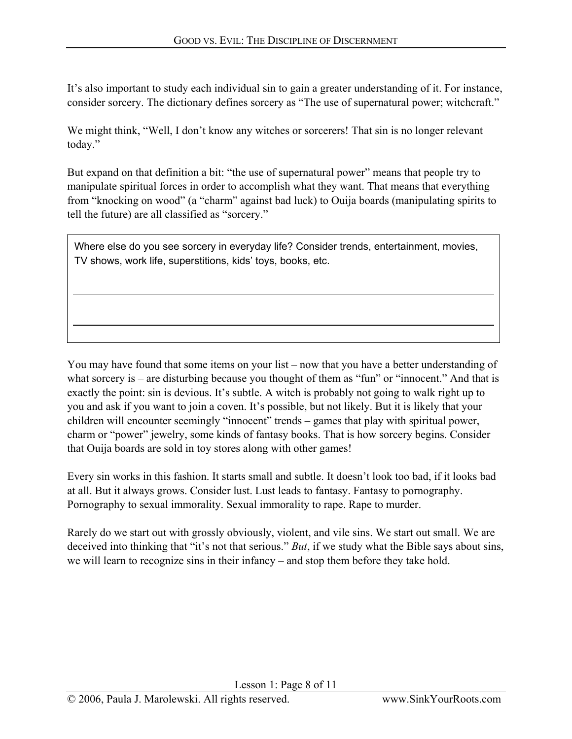It's also important to study each individual sin to gain a greater understanding of it. For instance, consider sorcery. The dictionary defines sorcery as "The use of supernatural power; witchcraft."

We might think, "Well, I don't know any witches or sorcerers! That sin is no longer relevant today."

But expand on that definition a bit: "the use of supernatural power" means that people try to manipulate spiritual forces in order to accomplish what they want. That means that everything from "knocking on wood" (a "charm" against bad luck) to Ouija boards (manipulating spirits to tell the future) are all classified as "sorcery."

> Where else do you see sorcery in everyday life? Consider trends, entertainment, movies, TV shows, work life, superstitions, kids' toys, books, etc.
>
> ______________________________________________________________________________
>
> ______________________________________________________________________________

You may have found that some items on your list – now that you have a better understanding of what sorcery is – are disturbing because you thought of them as "fun" or "innocent." And that is exactly the point: sin is devious. It's subtle. A witch is probably not going to walk right up to you and ask if you want to join a coven. It's possible, but not likely. But it is likely that your children will encounter seemingly "innocent" trends – games that play with spiritual power, charm or "power" jewelry, some kinds of fantasy books. That is how sorcery begins. Consider that Ouija boards are sold in toy stores along with other games!

Every sin works in this fashion. It starts small and subtle. It doesn't look too bad, if it looks bad at all. But it always grows. Consider lust. Lust leads to fantasy. Fantasy to pornography. Pornography to sexual immorality. Sexual immorality to rape. Rape to murder.

Rarely do we start out with grossly obviously, violent, and vile sins. We start out small. We are deceived into thinking that "it's not that serious." *But*, if we study what the Bible says about sins, we will learn to recognize sins in their infancy – and stop them before they take hold.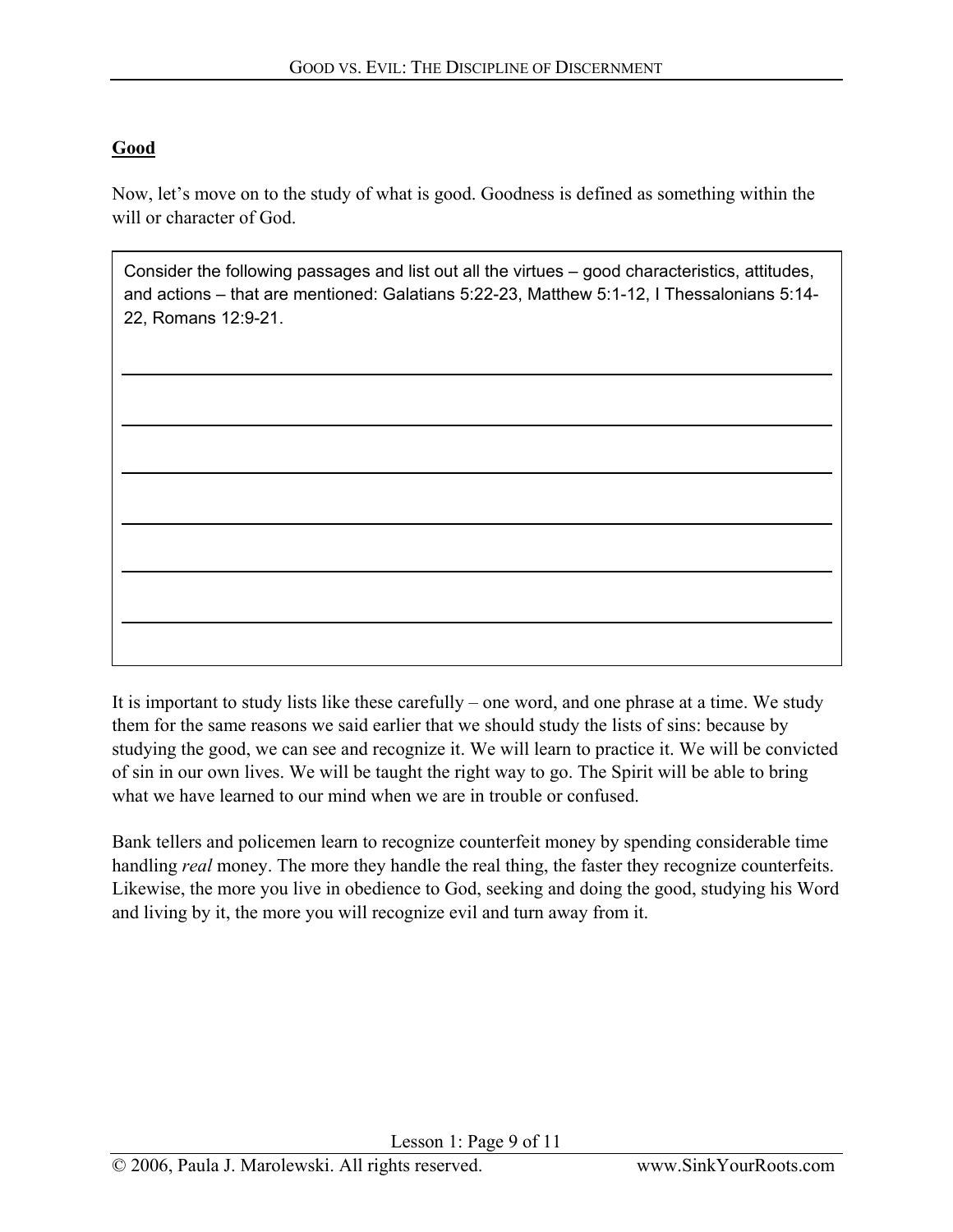## Good

Now, let's move on to the study of what is good. Goodness is defined as something within the will or character of God.

> Consider the following passages and list out all the virtues – good characteristics, attitudes, and actions – that are mentioned: Galatians 5:22-23, Matthew 5:1-12, I Thessalonians 5:14-22, Romans 12:9-21.
>
> ______________________________________________
>
> ______________________________________________
>
> ______________________________________________
>
> ______________________________________________
>
> ______________________________________________
>
> ______________________________________________

It is important to study lists like these carefully – one word, and one phrase at a time. We study them for the same reasons we said earlier that we should study the lists of sins: because by studying the good, we can see and recognize it. We will learn to practice it. We will be convicted of sin in our own lives. We will be taught the right way to go. The Spirit will be able to bring what we have learned to our mind when we are in trouble or confused.

Bank tellers and policemen learn to recognize counterfeit money by spending considerable time handling *real* money. The more they handle the real thing, the faster they recognize counterfeits. Likewise, the more you live in obedience to God, seeking and doing the good, studying his Word and living by it, the more you will recognize evil and turn away from it.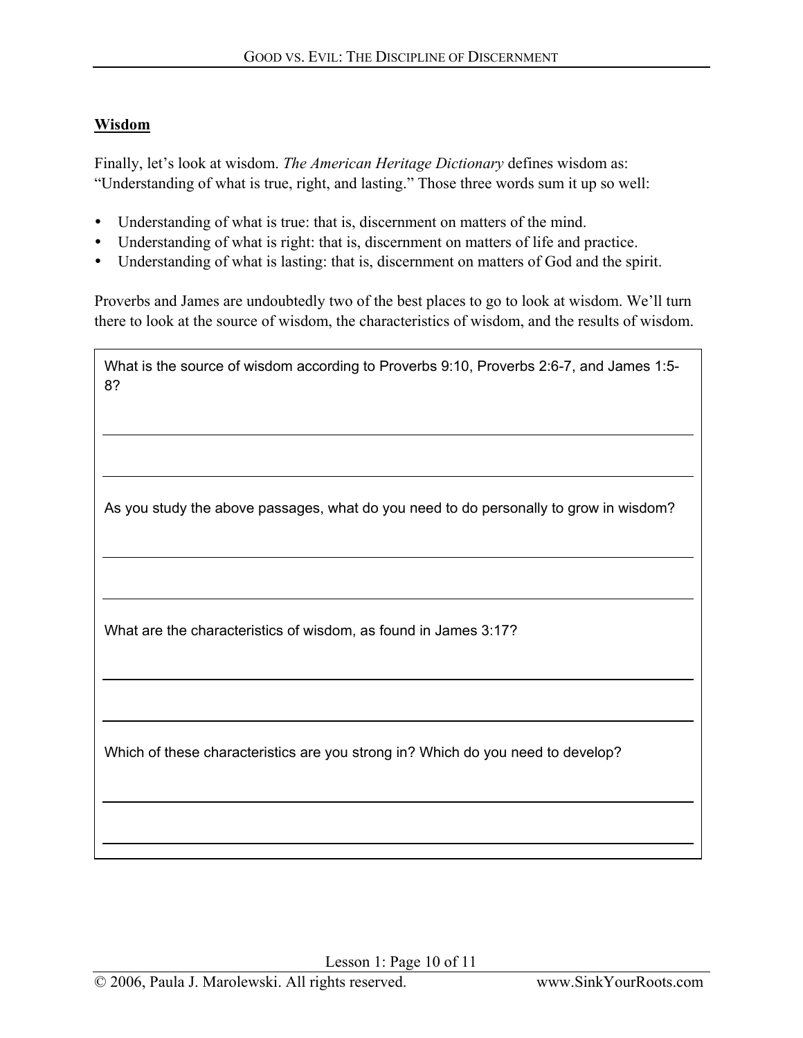## Wisdom

Finally, let's look at wisdom. *The American Heritage Dictionary* defines wisdom as: "Understanding of what is true, right, and lasting." Those three words sum it up so well:

- Understanding of what is true: that is, discernment on matters of the mind.
- Understanding of what is right: that is, discernment on matters of life and practice.
- Understanding of what is lasting: that is, discernment on matters of God and the spirit.

Proverbs and James are undoubtedly two of the best places to go to look at wisdom. We'll turn there to look at the source of wisdom, the characteristics of wisdom, and the results of wisdom.

What is the source of wisdom according to Proverbs 9:10, Proverbs 2:6-7, and James 1:5-8?

_______________________________________________

_______________________________________________

As you study the above passages, what do you need to do personally to grow in wisdom?

_______________________________________________

_______________________________________________

What are the characteristics of wisdom, as found in James 3:17?

_______________________________________________

_______________________________________________

Which of these characteristics are you strong in? Which do you need to develop?

_______________________________________________

_______________________________________________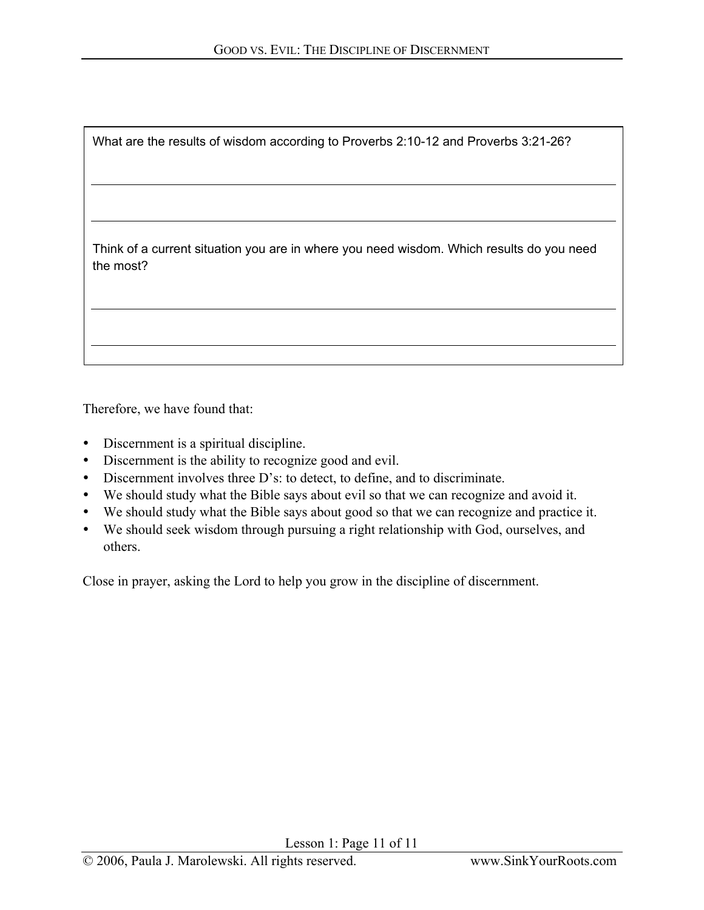What are the results of wisdom according to Proverbs 2:10-12 and Proverbs 3:21-26?

______________________________________________________________________________

______________________________________________________________________________

Think of a current situation you are in where you need wisdom. Which results do you need the most?

______________________________________________________________________________

______________________________________________________________________________

Therefore, we have found that:

- Discernment is a spiritual discipline.
- Discernment is the ability to recognize good and evil.
- Discernment involves three D's: to detect, to define, and to discriminate.
- We should study what the Bible says about evil so that we can recognize and avoid it.
- We should study what the Bible says about good so that we can recognize and practice it.
- We should seek wisdom through pursuing a right relationship with God, ourselves, and others.

Close in prayer, asking the Lord to help you grow in the discipline of discernment.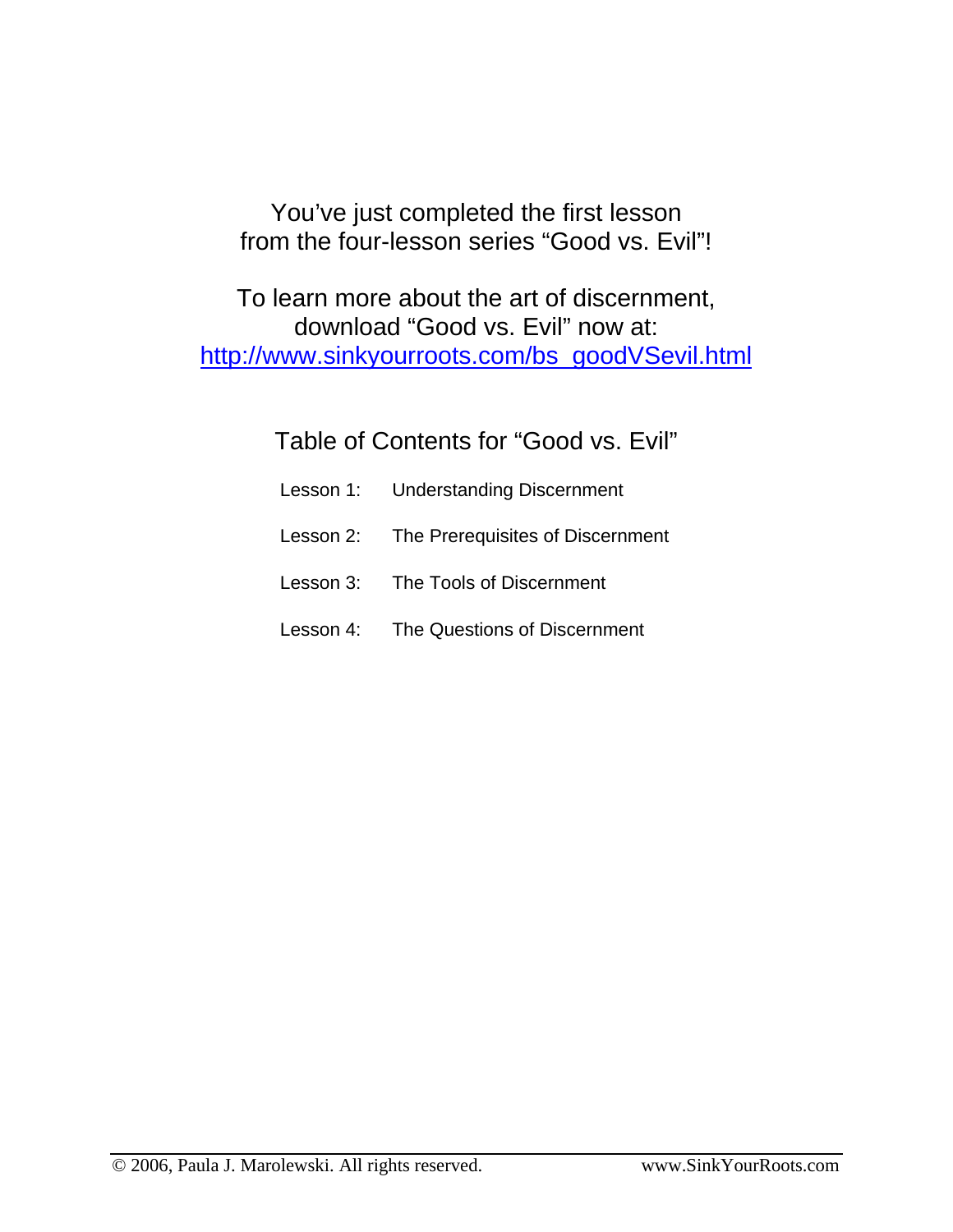You've just completed the first lesson
from the four-lesson series "Good vs. Evil"!

To learn more about the art of discernment,
download "Good vs. Evil" now at:
http://www.sinkyourroots.com/bs_goodVSevil.html

## Table of Contents for "Good vs. Evil"

| | |
|---|---|
| Lesson 1: | Understanding Discernment |
| Lesson 2: | The Prerequisites of Discernment |
| Lesson 3: | The Tools of Discernment |
| Lesson 4: | The Questions of Discernment |